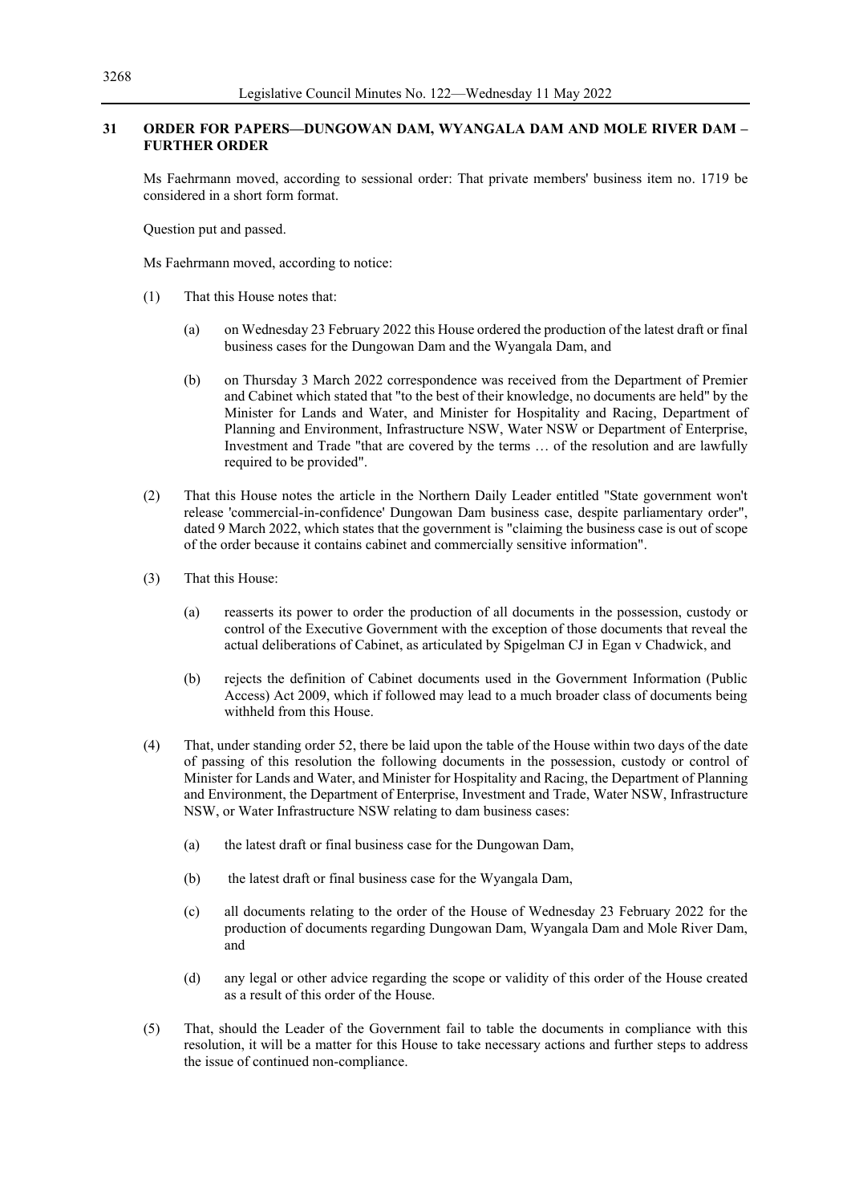## 31 ORDER FOR PAPERS—DUNGOWAN DAM, WYANGALA DAM AND MOLE RIVER DAM – FURTHER ORDER

Ms Faehrmann moved, according to sessional order: That private members' business item no. 1719 be considered in a short form format.

Question put and passed.

Ms Faehrmann moved, according to notice:

(1) That this House notes that:

 (a) on Wednesday 23 February 2022 this House ordered the production of the latest draft or final business cases for the Dungowan Dam and the Wyangala Dam, and

 (b) on Thursday 3 March 2022 correspondence was received from the Department of Premier and Cabinet which stated that "to the best of their knowledge, no documents are held" by the Minister for Lands and Water, and Minister for Hospitality and Racing, Department of Planning and Environment, Infrastructure NSW, Water NSW or Department of Enterprise, Investment and Trade "that are covered by the terms … of the resolution and are lawfully required to be provided".

(2) That this House notes the article in the Northern Daily Leader entitled "State government won't release 'commercial-in-confidence' Dungowan Dam business case, despite parliamentary order", dated 9 March 2022, which states that the government is "claiming the business case is out of scope of the order because it contains cabinet and commercially sensitive information".

(3) That this House:

 (a) reasserts its power to order the production of all documents in the possession, custody or control of the Executive Government with the exception of those documents that reveal the actual deliberations of Cabinet, as articulated by Spigelman CJ in Egan v Chadwick, and

 (b) rejects the definition of Cabinet documents used in the Government Information (Public Access) Act 2009, which if followed may lead to a much broader class of documents being withheld from this House.

(4) That, under standing order 52, there be laid upon the table of the House within two days of the date of passing of this resolution the following documents in the possession, custody or control of Minister for Lands and Water, and Minister for Hospitality and Racing, the Department of Planning and Environment, the Department of Enterprise, Investment and Trade, Water NSW, Infrastructure NSW, or Water Infrastructure NSW relating to dam business cases:

 (a) the latest draft or final business case for the Dungowan Dam,

 (b) the latest draft or final business case for the Wyangala Dam,

 (c) all documents relating to the order of the House of Wednesday 23 February 2022 for the production of documents regarding Dungowan Dam, Wyangala Dam and Mole River Dam, and

 (d) any legal or other advice regarding the scope or validity of this order of the House created as a result of this order of the House.

(5) That, should the Leader of the Government fail to table the documents in compliance with this resolution, it will be a matter for this House to take necessary actions and further steps to address the issue of continued non-compliance.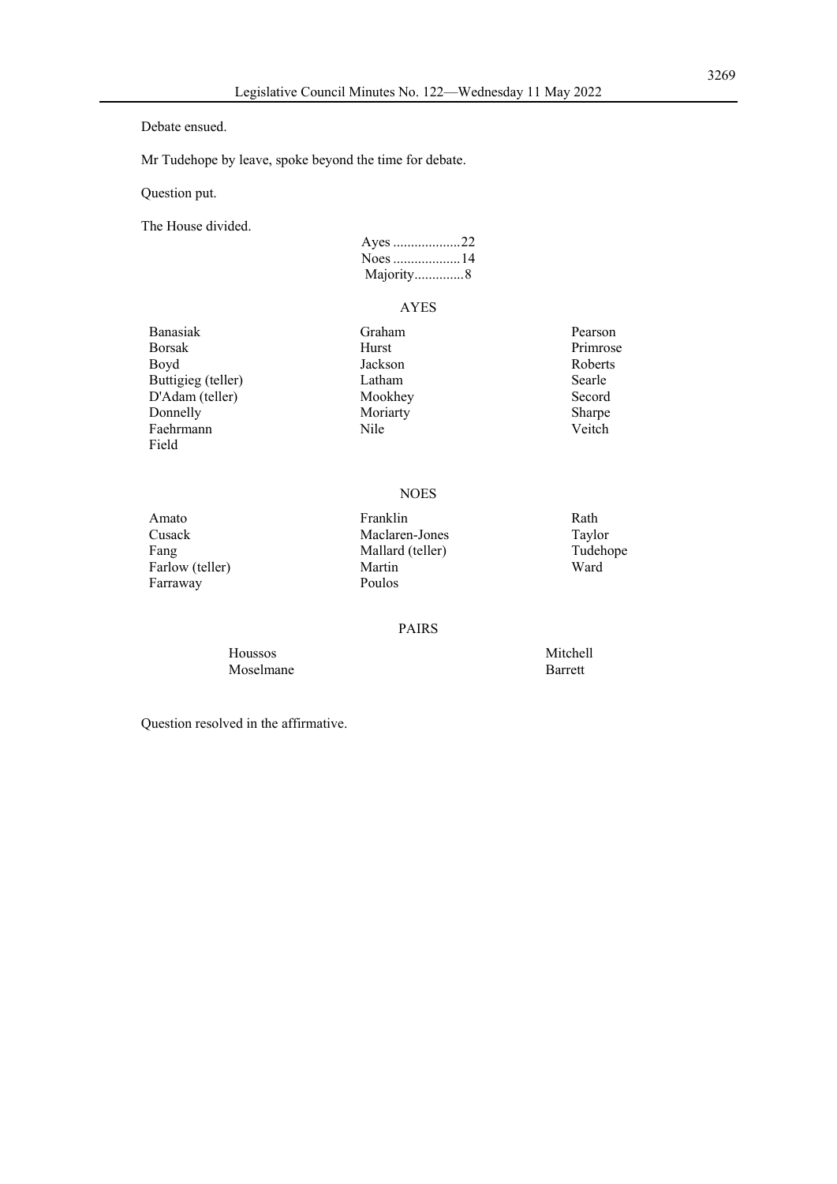Debate ensued.

Mr Tudehope by leave, spoke beyond the time for debate.

Question put.

The House divided.

Ayes ....................22
Noes ....................14
Majority..............8

AYES

| | | |
|---|---|---|
| Banasiak | Graham | Pearson |
| Borsak | Hurst | Primrose |
| Boyd | Jackson | Roberts |
| Buttigieg (teller) | Latham | Searle |
| D'Adam (teller) | Mookhey | Secord |
| Donnelly | Moriarty | Sharpe |
| Faehrmann | Nile | Veitch |
| Field | | |

NOES

| | | |
|---|---|---|
| Amato | Franklin | Rath |
| Cusack | Maclaren-Jones | Taylor |
| Fang | Mallard (teller) | Tudehope |
| Farlow (teller) | Martin | Ward |
| Farraway | Poulos | |

PAIRS

| | |
|---|---|
| Houssos | Mitchell |
| Moselmane | Barrett |

Question resolved in the affirmative.